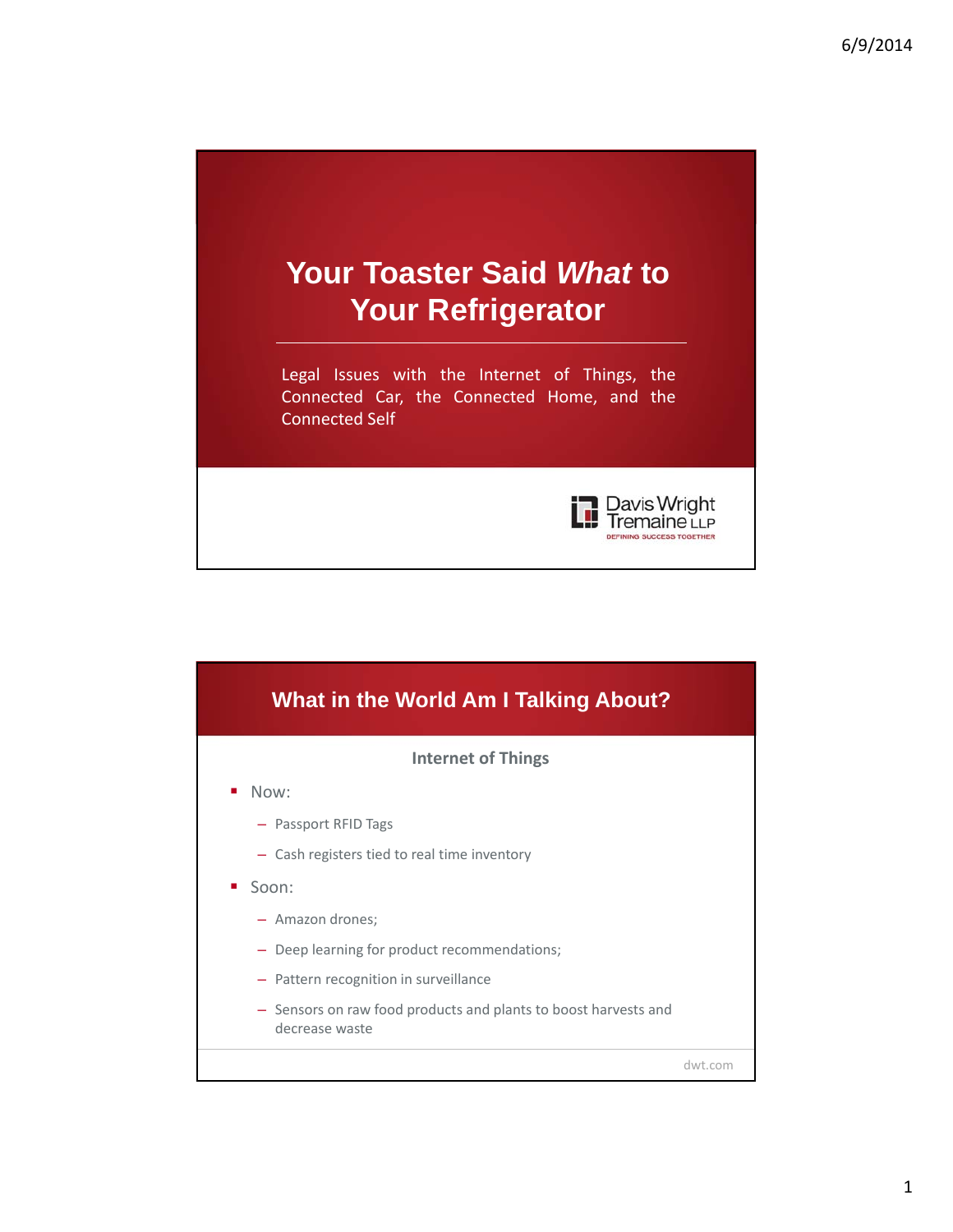# Your Toaster Said *What* to Your Refrigerator

Legal Issues with the Internet of Things, the Connected Car, the Connected Home, and the Connected Self

Davis Wright Tremaine LLP
DEFINING SUCCESS TOGETHER

## What in the World Am I Talking About?

### Internet of Things

- Now:
  - Passport RFID Tags
  - Cash registers tied to real time inventory
- Soon:
  - Amazon drones;
  - Deep learning for product recommendations;
  - Pattern recognition in surveillance
  - Sensors on raw food products and plants to boost harvests and decrease waste

dwt.com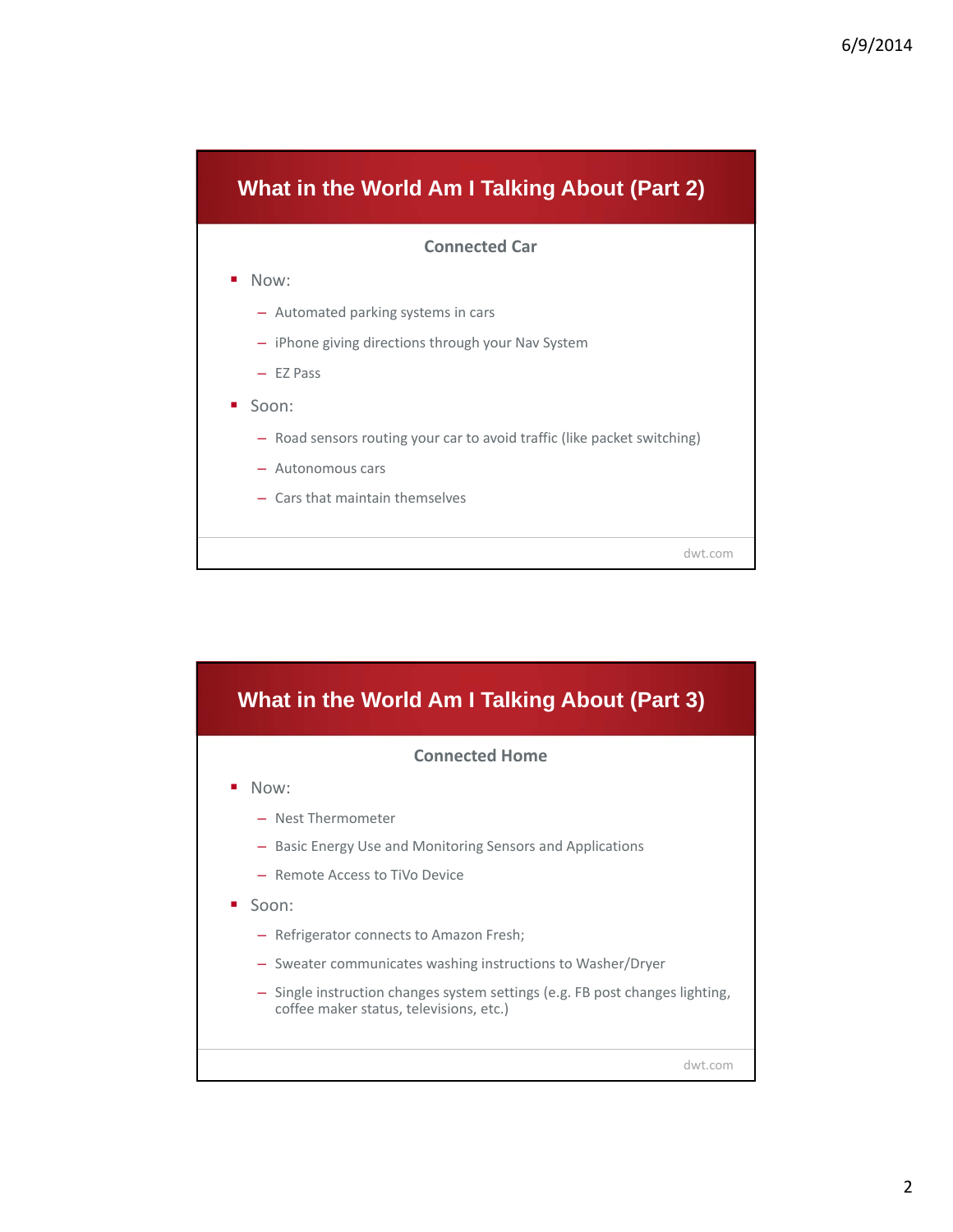## What in the World Am I Talking About (Part 2)

**Connected Car**

- Now:
  - Automated parking systems in cars
  - iPhone giving directions through your Nav System
  - EZ Pass
- Soon:
  - Road sensors routing your car to avoid traffic (like packet switching)
  - Autonomous cars
  - Cars that maintain themselves

dwt.com

## What in the World Am I Talking About (Part 3)

**Connected Home**

- Now:
  - Nest Thermometer
  - Basic Energy Use and Monitoring Sensors and Applications
  - Remote Access to TiVo Device
- Soon:
  - Refrigerator connects to Amazon Fresh;
  - Sweater communicates washing instructions to Washer/Dryer
  - Single instruction changes system settings (e.g. FB post changes lighting, coffee maker status, televisions, etc.)

dwt.com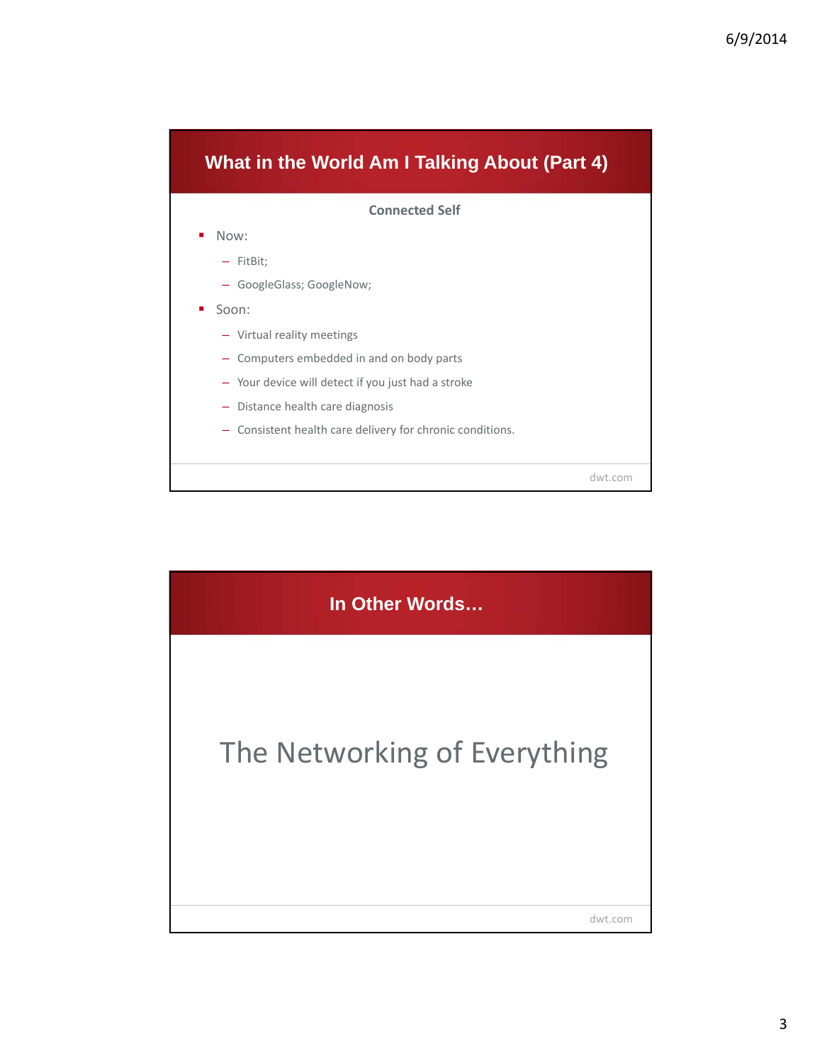## What in the World Am I Talking About (Part 4)

**Connected Self**

- Now:
  - FitBit;
  - GoogleGlass; GoogleNow;
- Soon:
  - Virtual reality meetings
  - Computers embedded in and on body parts
  - Your device will detect if you just had a stroke
  - Distance health care diagnosis
  - Consistent health care delivery for chronic conditions.

dwt.com

## In Other Words…

The Networking of Everything

dwt.com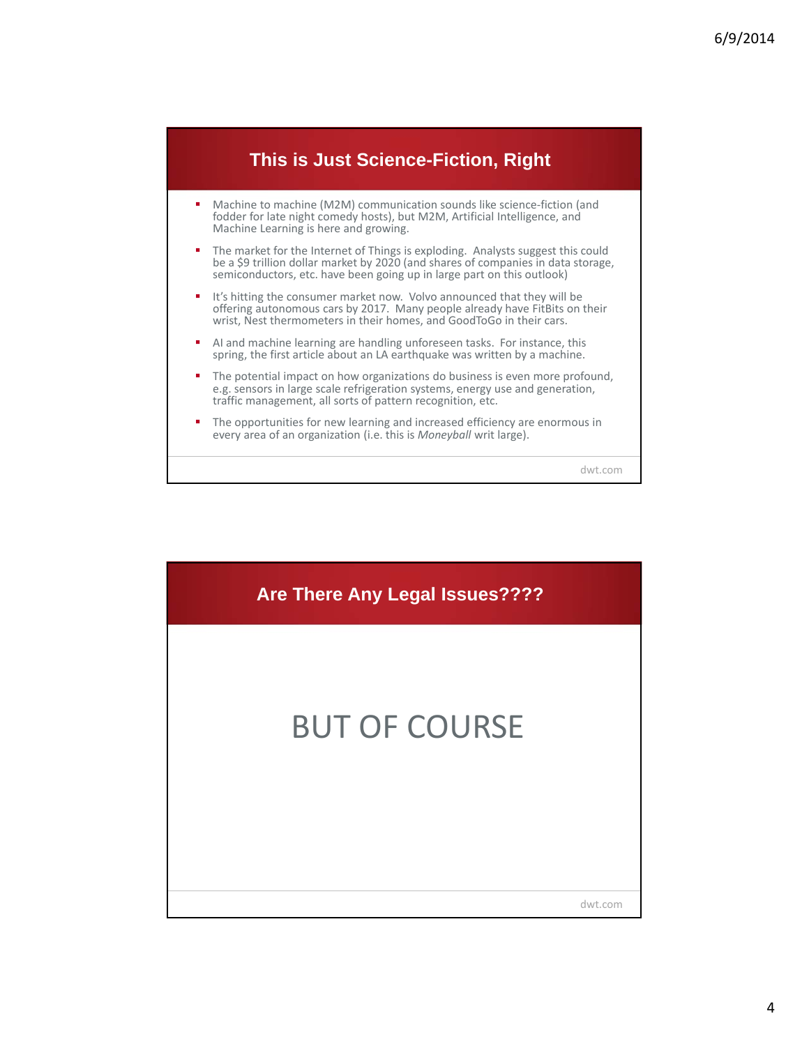## This is Just Science-Fiction, Right

- Machine to machine (M2M) communication sounds like science-fiction (and fodder for late night comedy hosts), but M2M, Artificial Intelligence, and Machine Learning is here and growing.
- The market for the Internet of Things is exploding. Analysts suggest this could be a $9 trillion dollar market by 2020 (and shares of companies in data storage, semiconductors, etc. have been going up in large part on this outlook)
- It's hitting the consumer market now. Volvo announced that they will be offering autonomous cars by 2017. Many people already have FitBits on their wrist, Nest thermometers in their homes, and GoodToGo in their cars.
- AI and machine learning are handling unforeseen tasks. For instance, this spring, the first article about an LA earthquake was written by a machine.
- The potential impact on how organizations do business is even more profound, e.g. sensors in large scale refrigeration systems, energy use and generation, traffic management, all sorts of pattern recognition, etc.
- The opportunities for new learning and increased efficiency are enormous in every area of an organization (i.e. this is *Moneyball* writ large).

dwt.com

## Are There Any Legal Issues????

BUT OF COURSE

dwt.com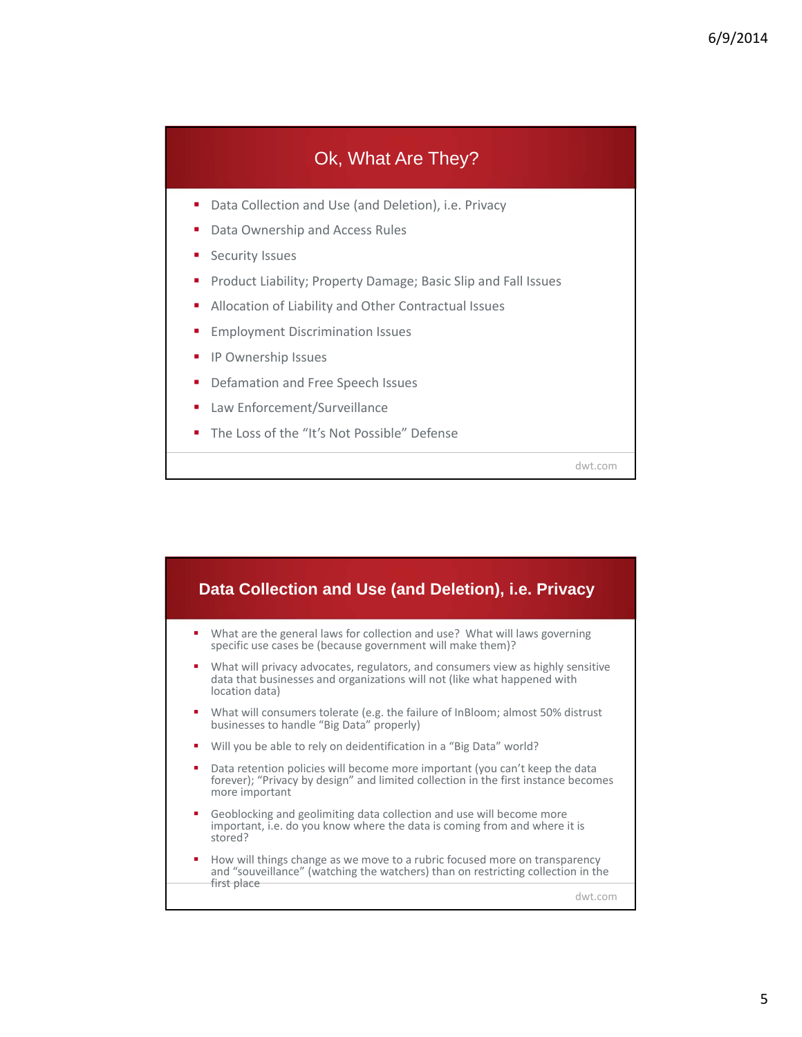## Ok, What Are They?

- Data Collection and Use (and Deletion), i.e. Privacy
- Data Ownership and Access Rules
- Security Issues
- Product Liability; Property Damage; Basic Slip and Fall Issues
- Allocation of Liability and Other Contractual Issues
- Employment Discrimination Issues
- IP Ownership Issues
- Defamation and Free Speech Issues
- Law Enforcement/Surveillance
- The Loss of the "It's Not Possible" Defense

dwt.com

## Data Collection and Use (and Deletion), i.e. Privacy

- What are the general laws for collection and use? What will laws governing specific use cases be (because government will make them)?
- What will privacy advocates, regulators, and consumers view as highly sensitive data that businesses and organizations will not (like what happened with location data)
- What will consumers tolerate (e.g. the failure of InBloom; almost 50% distrust businesses to handle "Big Data" properly)
- Will you be able to rely on deidentification in a "Big Data" world?
- Data retention policies will become more important (you can't keep the data forever); "Privacy by design" and limited collection in the first instance becomes more important
- Geoblocking and geolimiting data collection and use will become more important, i.e. do you know where the data is coming from and where it is stored?
- How will things change as we move to a rubric focused more on transparency and "souveillance" (watching the watchers) than on restricting collection in the first place

dwt.com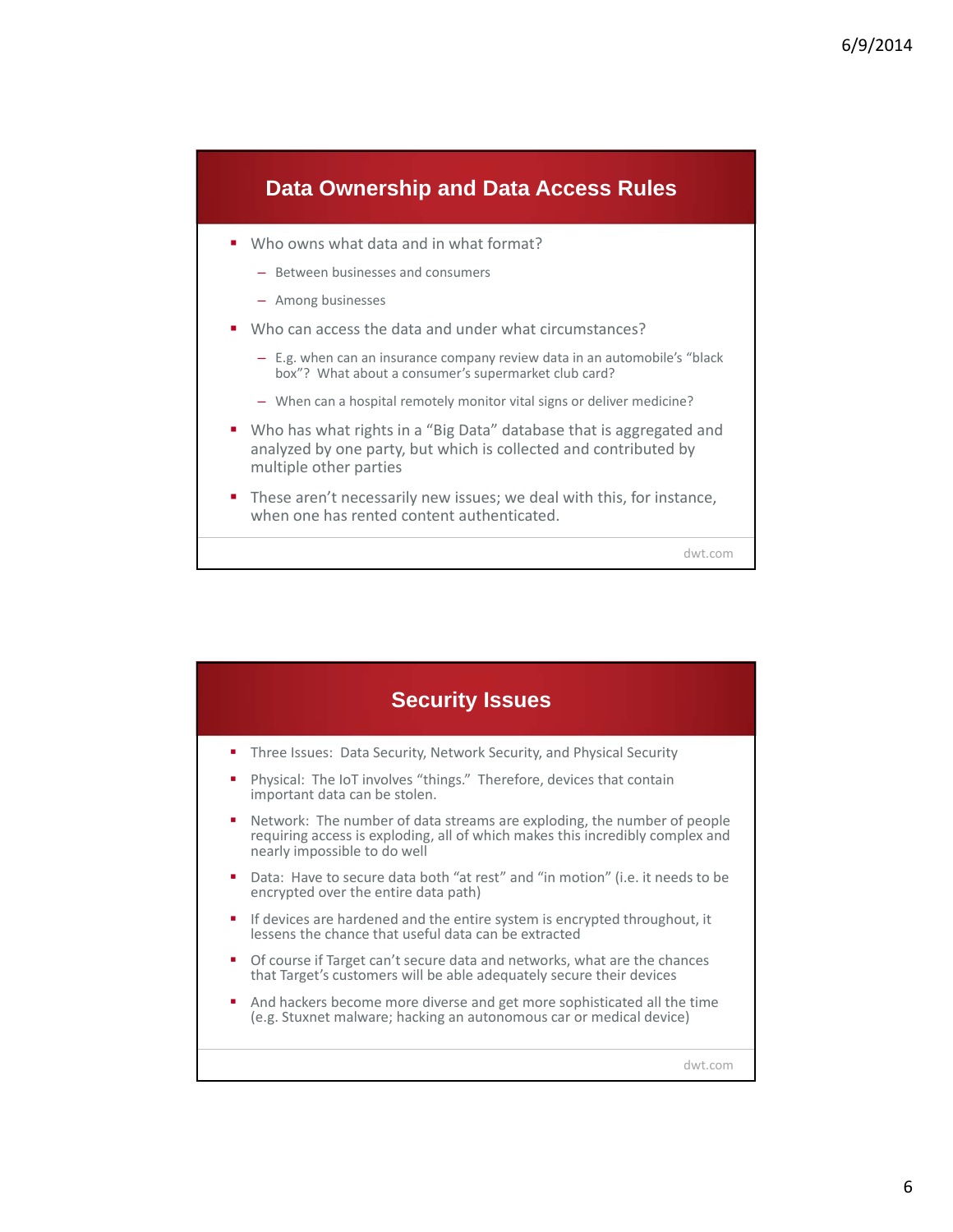## Data Ownership and Data Access Rules

- Who owns what data and in what format?
  - Between businesses and consumers
  - Among businesses
- Who can access the data and under what circumstances?
  - E.g. when can an insurance company review data in an automobile's "black box"? What about a consumer's supermarket club card?
  - When can a hospital remotely monitor vital signs or deliver medicine?
- Who has what rights in a "Big Data" database that is aggregated and analyzed by one party, but which is collected and contributed by multiple other parties
- These aren't necessarily new issues; we deal with this, for instance, when one has rented content authenticated.

dwt.com

## Security Issues

- Three Issues: Data Security, Network Security, and Physical Security
- Physical: The IoT involves "things." Therefore, devices that contain important data can be stolen.
- Network: The number of data streams are exploding, the number of people requiring access is exploding, all of which makes this incredibly complex and nearly impossible to do well
- Data: Have to secure data both "at rest" and "in motion" (i.e. it needs to be encrypted over the entire data path)
- If devices are hardened and the entire system is encrypted throughout, it lessens the chance that useful data can be extracted
- Of course if Target can't secure data and networks, what are the chances that Target's customers will be able adequately secure their devices
- And hackers become more diverse and get more sophisticated all the time (e.g. Stuxnet malware; hacking an autonomous car or medical device)

dwt.com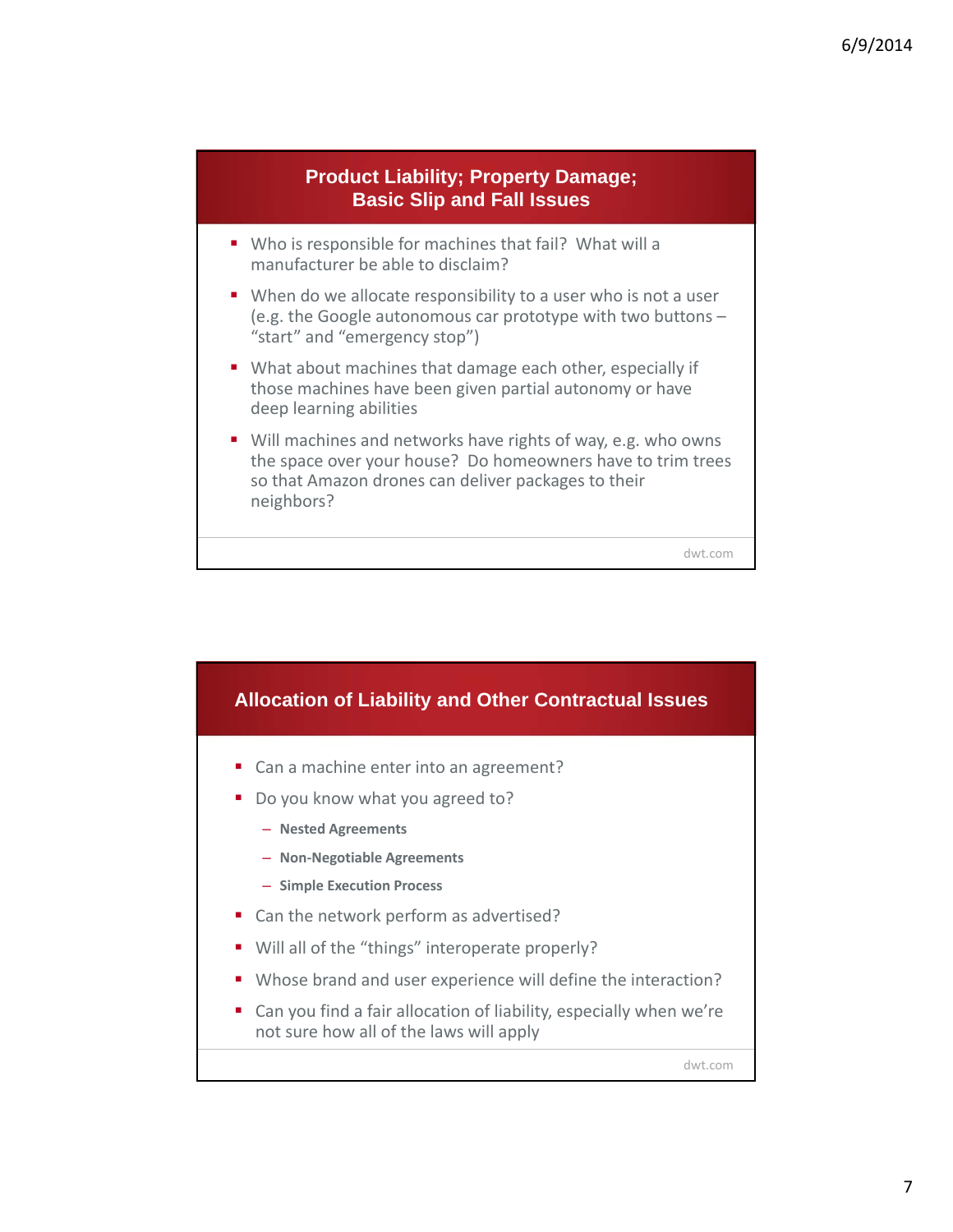## Product Liability; Property Damage; Basic Slip and Fall Issues

- Who is responsible for machines that fail? What will a manufacturer be able to disclaim?
- When do we allocate responsibility to a user who is not a user (e.g. the Google autonomous car prototype with two buttons – "start" and "emergency stop")
- What about machines that damage each other, especially if those machines have been given partial autonomy or have deep learning abilities
- Will machines and networks have rights of way, e.g. who owns the space over your house? Do homeowners have to trim trees so that Amazon drones can deliver packages to their neighbors?

dwt.com

## Allocation of Liability and Other Contractual Issues

- Can a machine enter into an agreement?
- Do you know what you agreed to?
  - **Nested Agreements**
  - **Non-Negotiable Agreements**
  - **Simple Execution Process**
- Can the network perform as advertised?
- Will all of the "things" interoperate properly?
- Whose brand and user experience will define the interaction?
- Can you find a fair allocation of liability, especially when we're not sure how all of the laws will apply

dwt.com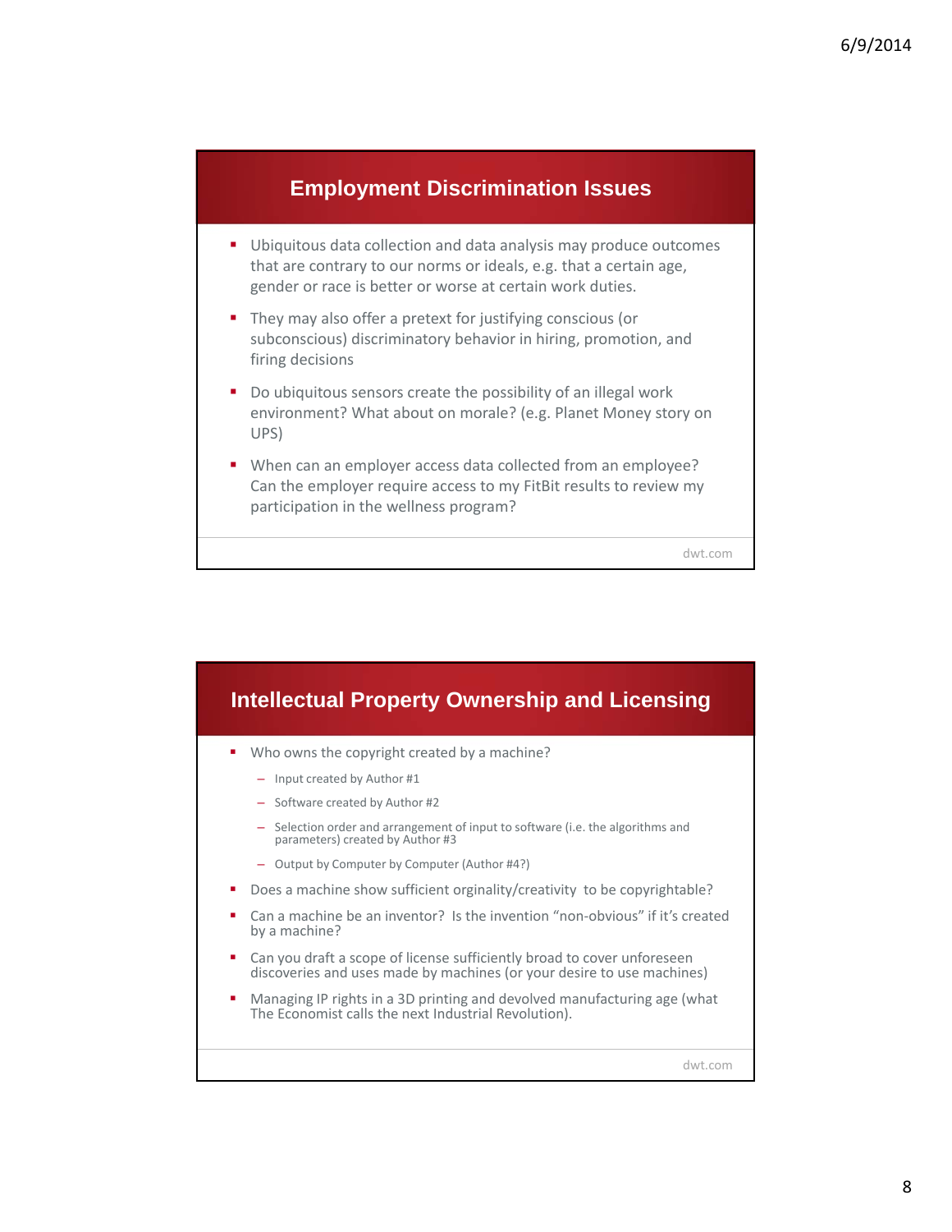## Employment Discrimination Issues

- Ubiquitous data collection and data analysis may produce outcomes that are contrary to our norms or ideals, e.g. that a certain age, gender or race is better or worse at certain work duties.
- They may also offer a pretext for justifying conscious (or subconscious) discriminatory behavior in hiring, promotion, and firing decisions
- Do ubiquitous sensors create the possibility of an illegal work environment? What about on morale? (e.g. Planet Money story on UPS)
- When can an employer access data collected from an employee? Can the employer require access to my FitBit results to review my participation in the wellness program?

dwt.com

## Intellectual Property Ownership and Licensing

- Who owns the copyright created by a machine?
  - Input created by Author #1
  - Software created by Author #2
  - Selection order and arrangement of input to software (i.e. the algorithms and parameters) created by Author #3
  - Output by Computer by Computer (Author #4?)
- Does a machine show sufficient orginality/creativity to be copyrightable?
- Can a machine be an inventor? Is the invention "non-obvious" if it's created by a machine?
- Can you draft a scope of license sufficiently broad to cover unforeseen discoveries and uses made by machines (or your desire to use machines)
- Managing IP rights in a 3D printing and devolved manufacturing age (what The Economist calls the next Industrial Revolution).

dwt.com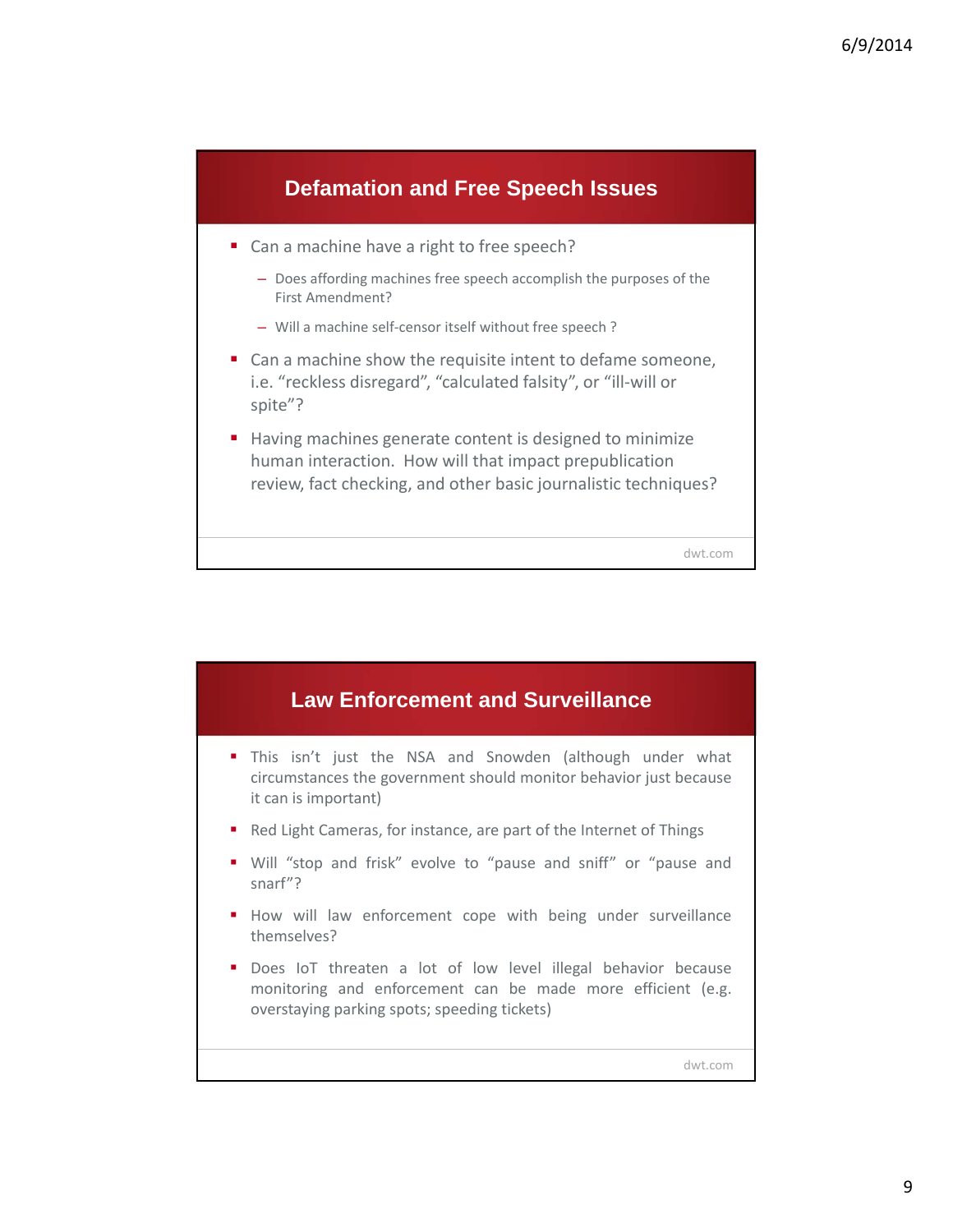## Defamation and Free Speech Issues

- Can a machine have a right to free speech?
  - Does affording machines free speech accomplish the purposes of the First Amendment?
  - Will a machine self-censor itself without free speech ?
- Can a machine show the requisite intent to defame someone, i.e. "reckless disregard", "calculated falsity", or "ill-will or spite"?
- Having machines generate content is designed to minimize human interaction. How will that impact prepublication review, fact checking, and other basic journalistic techniques?

dwt.com

## Law Enforcement and Surveillance

- This isn't just the NSA and Snowden (although under what circumstances the government should monitor behavior just because it can is important)
- Red Light Cameras, for instance, are part of the Internet of Things
- Will "stop and frisk" evolve to "pause and sniff" or "pause and snarf"?
- How will law enforcement cope with being under surveillance themselves?
- Does IoT threaten a lot of low level illegal behavior because monitoring and enforcement can be made more efficient (e.g. overstaying parking spots; speeding tickets)

dwt.com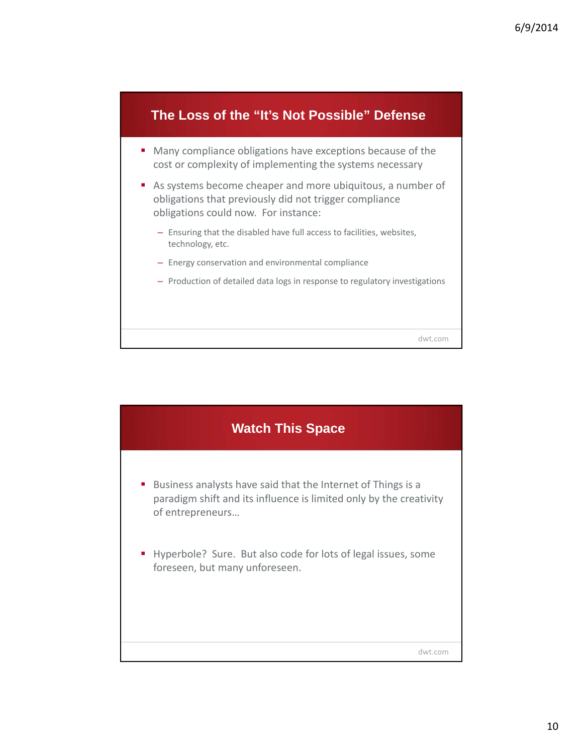## The Loss of the "It's Not Possible" Defense

- Many compliance obligations have exceptions because of the cost or complexity of implementing the systems necessary
- As systems become cheaper and more ubiquitous, a number of obligations that previously did not trigger compliance obligations could now. For instance:
  - Ensuring that the disabled have full access to facilities, websites, technology, etc.
  - Energy conservation and environmental compliance
  - Production of detailed data logs in response to regulatory investigations

dwt.com

## Watch This Space

- Business analysts have said that the Internet of Things is a paradigm shift and its influence is limited only by the creativity of entrepreneurs…
- Hyperbole? Sure. But also code for lots of legal issues, some foreseen, but many unforeseen.

dwt.com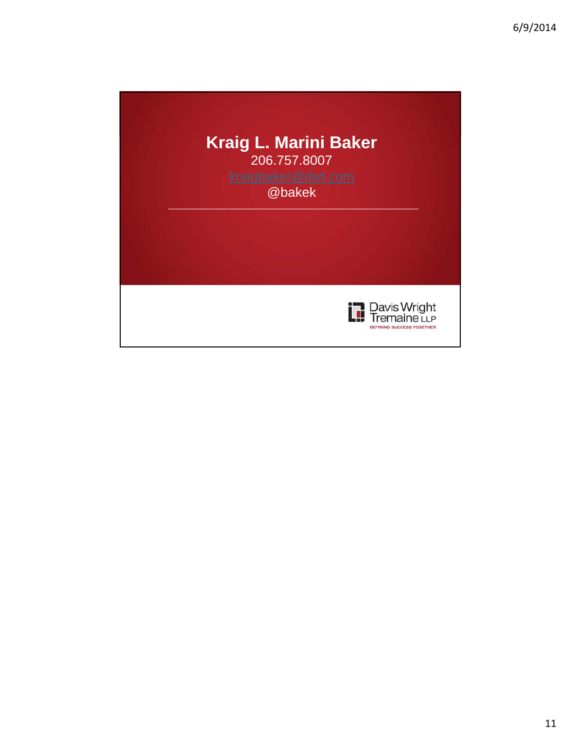**Kraig L. Marini Baker**

206.757.8007

kraigbaker@dwt.com

@bakek

Davis Wright Tremaine LLP

DEFINING SUCCESS TOGETHER